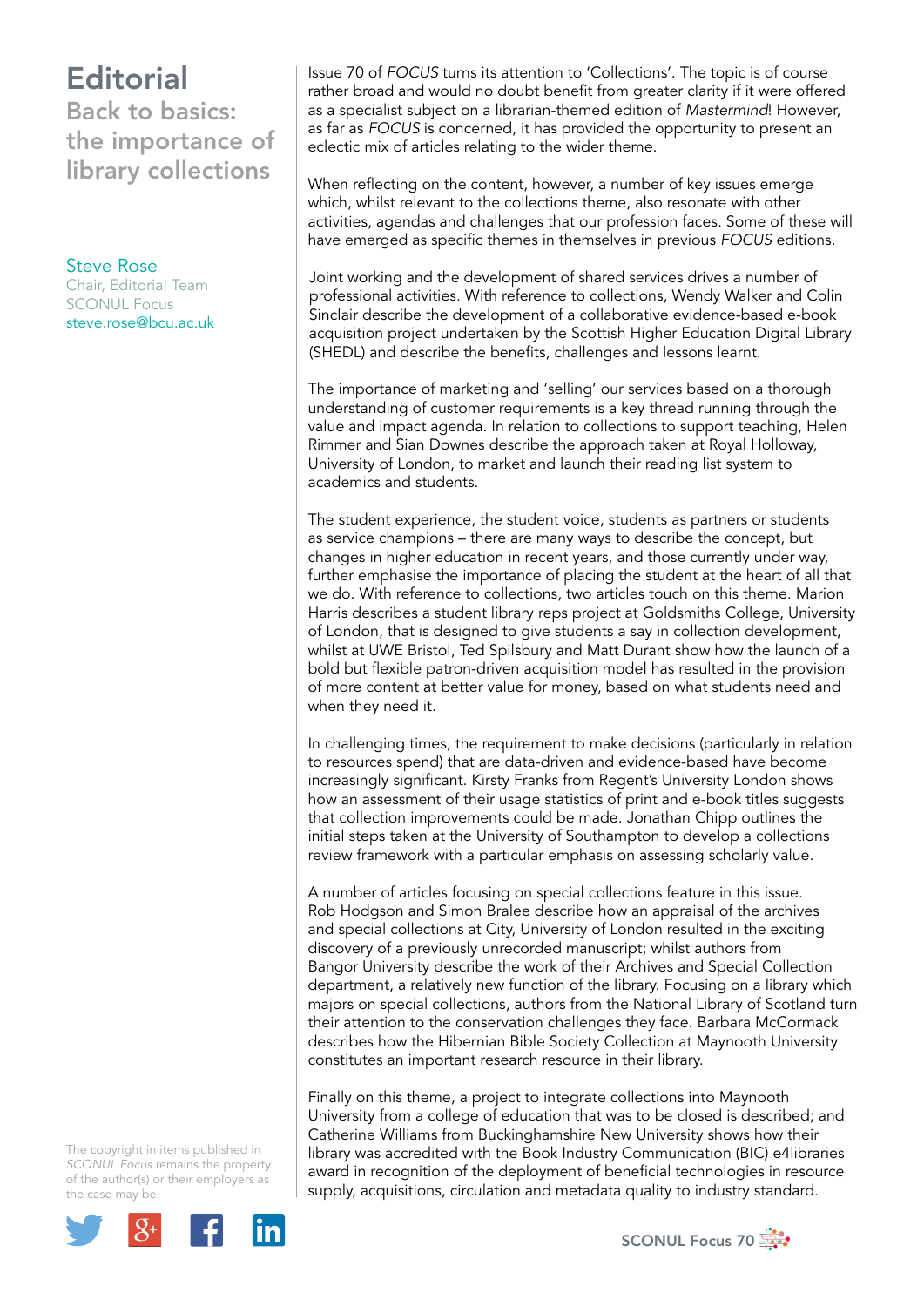# Editorial

## Back to basics: the importance of library collections

Steve Rose
Chair, Editorial Team
SCONUL Focus
steve.rose@bcu.ac.uk

Issue 70 of *FOCUS* turns its attention to 'Collections'. The topic is of course rather broad and would no doubt benefit from greater clarity if it were offered as a specialist subject on a librarian-themed edition of *Mastermind*! However, as far as *FOCUS* is concerned, it has provided the opportunity to present an eclectic mix of articles relating to the wider theme.

When reflecting on the content, however, a number of key issues emerge which, whilst relevant to the collections theme, also resonate with other activities, agendas and challenges that our profession faces. Some of these will have emerged as specific themes in themselves in previous *FOCUS* editions.

Joint working and the development of shared services drives a number of professional activities. With reference to collections, Wendy Walker and Colin Sinclair describe the development of a collaborative evidence-based e-book acquisition project undertaken by the Scottish Higher Education Digital Library (SHEDL) and describe the benefits, challenges and lessons learnt.

The importance of marketing and 'selling' our services based on a thorough understanding of customer requirements is a key thread running through the value and impact agenda. In relation to collections to support teaching, Helen Rimmer and Sian Downes describe the approach taken at Royal Holloway, University of London, to market and launch their reading list system to academics and students.

The student experience, the student voice, students as partners or students as service champions – there are many ways to describe the concept, but changes in higher education in recent years, and those currently under way, further emphasise the importance of placing the student at the heart of all that we do. With reference to collections, two articles touch on this theme. Marion Harris describes a student library reps project at Goldsmiths College, University of London, that is designed to give students a say in collection development, whilst at UWE Bristol, Ted Spilsbury and Matt Durant show how the launch of a bold but flexible patron-driven acquisition model has resulted in the provision of more content at better value for money, based on what students need and when they need it.

In challenging times, the requirement to make decisions (particularly in relation to resources spend) that are data-driven and evidence-based have become increasingly significant. Kirsty Franks from Regent's University London shows how an assessment of their usage statistics of print and e-book titles suggests that collection improvements could be made. Jonathan Chipp outlines the initial steps taken at the University of Southampton to develop a collections review framework with a particular emphasis on assessing scholarly value.

A number of articles focusing on special collections feature in this issue. Rob Hodgson and Simon Bralee describe how an appraisal of the archives and special collections at City, University of London resulted in the exciting discovery of a previously unrecorded manuscript; whilst authors from Bangor University describe the work of their Archives and Special Collection department, a relatively new function of the library. Focusing on a library which majors on special collections, authors from the National Library of Scotland turn their attention to the conservation challenges they face. Barbara McCormack describes how the Hibernian Bible Society Collection at Maynooth University constitutes an important research resource in their library.

Finally on this theme, a project to integrate collections into Maynooth University from a college of education that was to be closed is described; and Catherine Williams from Buckinghamshire New University shows how their library was accredited with the Book Industry Communication (BIC) e4libraries award in recognition of the deployment of beneficial technologies in resource supply, acquisitions, circulation and metadata quality to industry standard.

The copyright in items published in *SCONUL Focus* remains the property of the author(s) or their employers as the case may be.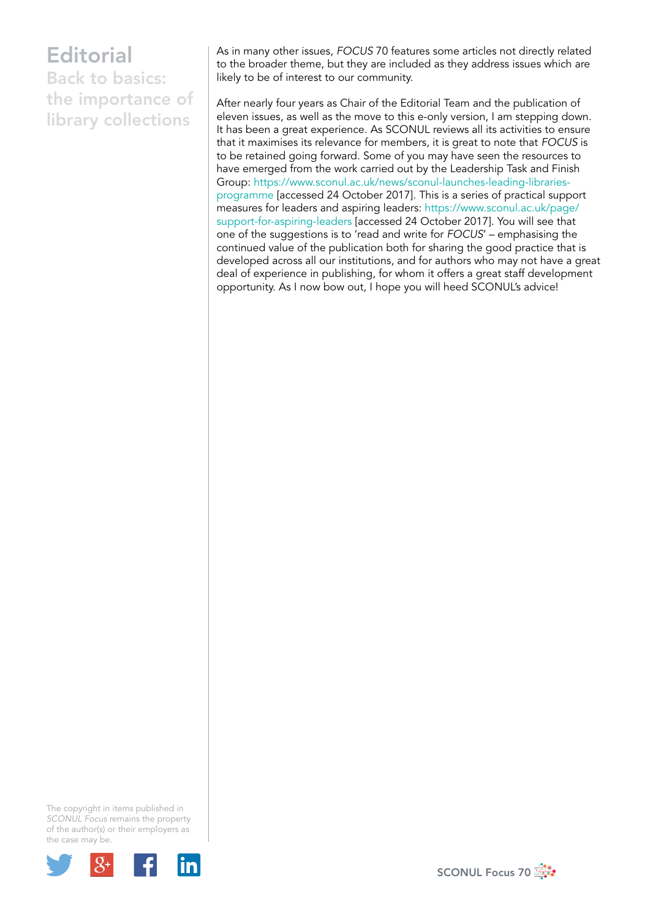# Editorial

## Back to basics: the importance of library collections

As in many other issues, *FOCUS* 70 features some articles not directly related to the broader theme, but they are included as they address issues which are likely to be of interest to our community.

After nearly four years as Chair of the Editorial Team and the publication of eleven issues, as well as the move to this e-only version, I am stepping down. It has been a great experience. As SCONUL reviews all its activities to ensure that it maximises its relevance for members, it is great to note that *FOCUS* is to be retained going forward. Some of you may have seen the resources to have emerged from the work carried out by the Leadership Task and Finish Group: https://www.sconul.ac.uk/news/sconul-launches-leading-libraries-programme [accessed 24 October 2017]. This is a series of practical support measures for leaders and aspiring leaders: https://www.sconul.ac.uk/page/support-for-aspiring-leaders [accessed 24 October 2017]. You will see that one of the suggestions is to 'read and write for *FOCUS*' – emphasising the continued value of the publication both for sharing the good practice that is developed across all our institutions, and for authors who may not have a great deal of experience in publishing, for whom it offers a great staff development opportunity. As I now bow out, I hope you will heed SCONUL's advice!

The copyright in items published in *SCONUL Focus* remains the property of the author(s) or their employers as the case may be.